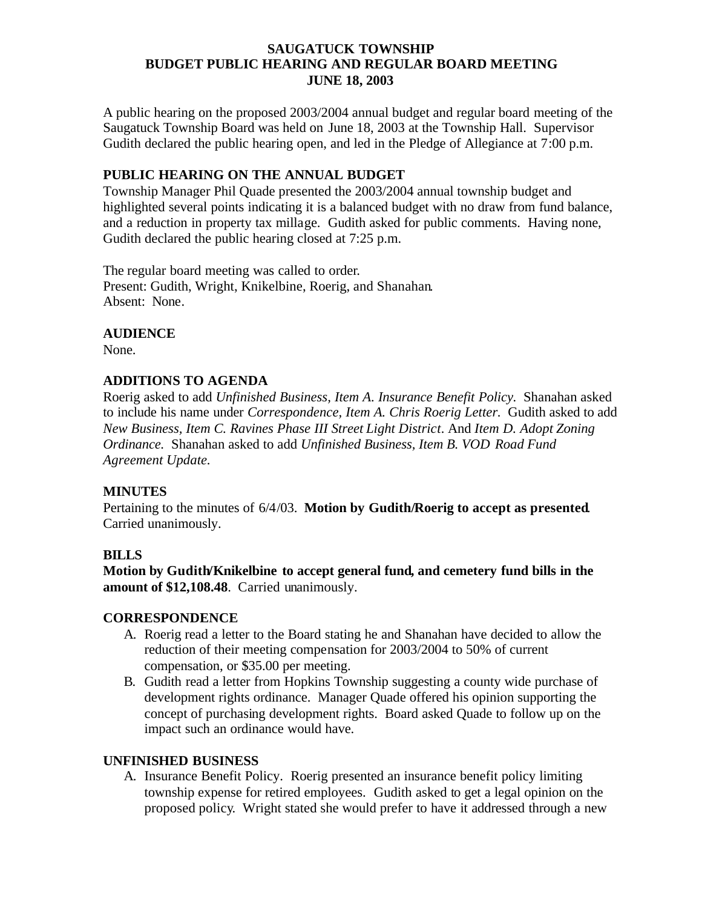# SAUGATUCK TOWNSHIP
## BUDGET PUBLIC HEARING AND REGULAR BOARD MEETING
## JUNE 18, 2003

A public hearing on the proposed 2003/2004 annual budget and regular board meeting of the Saugatuck Township Board was held on June 18, 2003 at the Township Hall. Supervisor Gudith declared the public hearing open, and led in the Pledge of Allegiance at 7:00 p.m.

### PUBLIC HEARING ON THE ANNUAL BUDGET

Township Manager Phil Quade presented the 2003/2004 annual township budget and highlighted several points indicating it is a balanced budget with no draw from fund balance, and a reduction in property tax millage. Gudith asked for public comments. Having none, Gudith declared the public hearing closed at 7:25 p.m.

The regular board meeting was called to order.
Present: Gudith, Wright, Knikelbine, Roerig, and Shanahan.
Absent: None.

### AUDIENCE

None.

### ADDITIONS TO AGENDA

Roerig asked to add *Unfinished Business, Item A. Insurance Benefit Policy.* Shanahan asked to include his name under *Correspondence, Item A. Chris Roerig Letter.* Gudith asked to add *New Business, Item C. Ravines Phase III Street Light District*. And *Item D. Adopt Zoning Ordinance.* Shanahan asked to add *Unfinished Business, Item B. VOD Road Fund Agreement Update.*

### MINUTES

Pertaining to the minutes of 6/4/03. **Motion by Gudith/Roerig to accept as presented.** Carried unanimously.

### BILLS

**Motion by Gudith/Knikelbine to accept general fund, and cemetery fund bills in the amount of $12,108.48**. Carried unanimously.

### CORRESPONDENCE

A. Roerig read a letter to the Board stating he and Shanahan have decided to allow the reduction of their meeting compensation for 2003/2004 to 50% of current compensation, or $35.00 per meeting.
B. Gudith read a letter from Hopkins Township suggesting a county wide purchase of development rights ordinance. Manager Quade offered his opinion supporting the concept of purchasing development rights. Board asked Quade to follow up on the impact such an ordinance would have.

### UNFINISHED BUSINESS

A. Insurance Benefit Policy. Roerig presented an insurance benefit policy limiting township expense for retired employees. Gudith asked to get a legal opinion on the proposed policy. Wright stated she would prefer to have it addressed through a new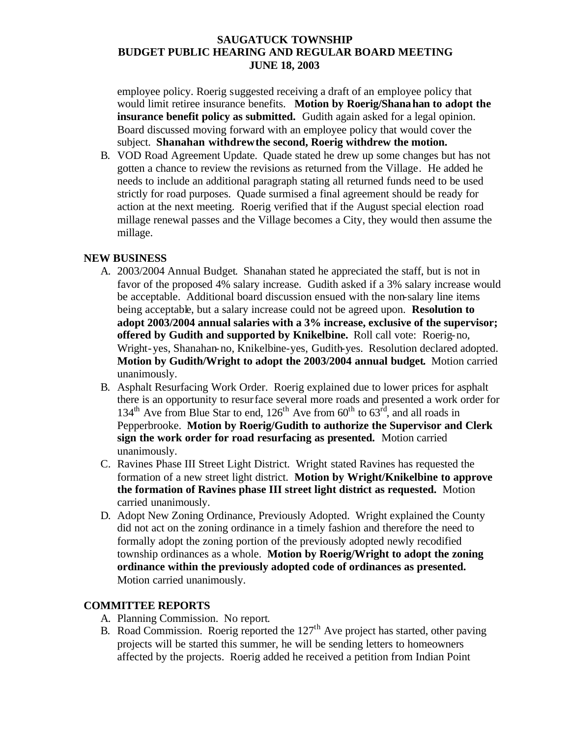employee policy. Roerig suggested receiving a draft of an employee policy that would limit retiree insurance benefits. **Motion by Roerig/Shanahan to adopt the insurance benefit policy as submitted.** Gudith again asked for a legal opinion. Board discussed moving forward with an employee policy that would cover the subject. **Shanahan withdrew the second, Roerig withdrew the motion.**

B. VOD Road Agreement Update. Quade stated he drew up some changes but has not gotten a chance to review the revisions as returned from the Village. He added he needs to include an additional paragraph stating all returned funds need to be used strictly for road purposes. Quade surmised a final agreement should be ready for action at the next meeting. Roerig verified that if the August special election road millage renewal passes and the Village becomes a City, they would then assume the millage.

## NEW BUSINESS

A. 2003/2004 Annual Budget. Shanahan stated he appreciated the staff, but is not in favor of the proposed 4% salary increase. Gudith asked if a 3% salary increase would be acceptable. Additional board discussion ensued with the non-salary line items being acceptable, but a salary increase could not be agreed upon. **Resolution to adopt 2003/2004 annual salaries with a 3% increase, exclusive of the supervisor; offered by Gudith and supported by Knikelbine.** Roll call vote: Roerig-no, Wright-yes, Shanahan-no, Knikelbine-yes, Gudith-yes. Resolution declared adopted. **Motion by Gudith/Wright to adopt the 2003/2004 annual budget.** Motion carried unanimously.

B. Asphalt Resurfacing Work Order. Roerig explained due to lower prices for asphalt there is an opportunity to resurface several more roads and presented a work order for 134th Ave from Blue Star to end, 126th Ave from 60th to 63rd, and all roads in Pepperbrooke. **Motion by Roerig/Gudith to authorize the Supervisor and Clerk sign the work order for road resurfacing as presented.** Motion carried unanimously.

C. Ravines Phase III Street Light District. Wright stated Ravines has requested the formation of a new street light district. **Motion by Wright/Knikelbine to approve the formation of Ravines phase III street light district as requested.** Motion carried unanimously.

D. Adopt New Zoning Ordinance, Previously Adopted. Wright explained the County did not act on the zoning ordinance in a timely fashion and therefore the need to formally adopt the zoning portion of the previously adopted newly recodified township ordinances as a whole. **Motion by Roerig/Wright to adopt the zoning ordinance within the previously adopted code of ordinances as presented.** Motion carried unanimously.

## COMMITTEE REPORTS

A. Planning Commission. No report.

B. Road Commission. Roerig reported the 127th Ave project has started, other paving projects will be started this summer, he will be sending letters to homeowners affected by the projects. Roerig added he received a petition from Indian Point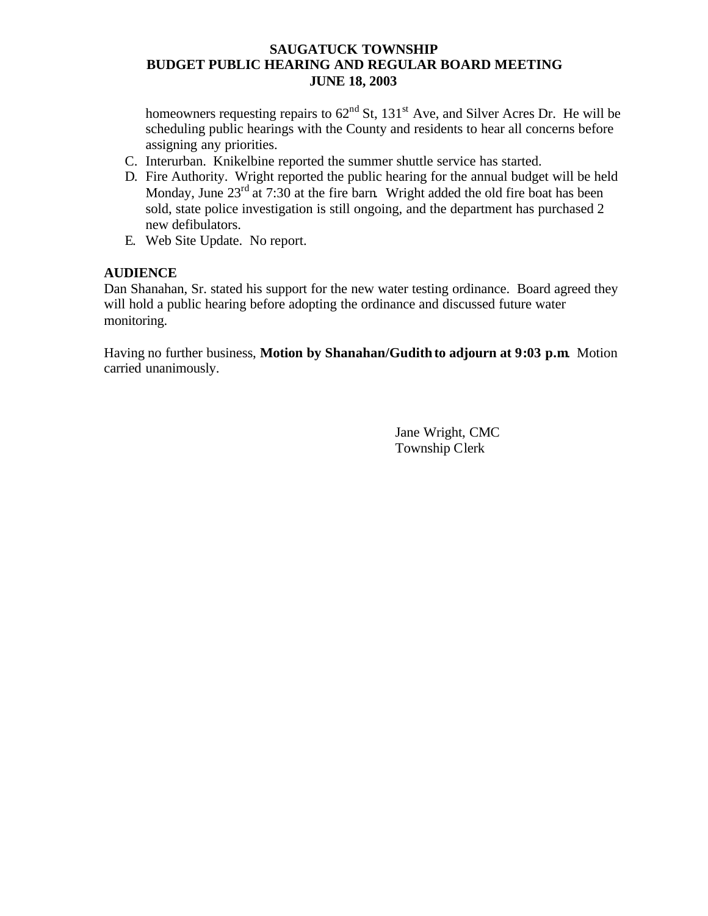homeowners requesting repairs to 62nd St, 131st Ave, and Silver Acres Dr. He will be scheduling public hearings with the County and residents to hear all concerns before assigning any priorities.

C. Interurban. Knikelbine reported the summer shuttle service has started.
D. Fire Authority. Wright reported the public hearing for the annual budget will be held Monday, June 23rd at 7:30 at the fire barn. Wright added the old fire boat has been sold, state police investigation is still ongoing, and the department has purchased 2 new defibulators.
E. Web Site Update. No report.

**AUDIENCE**

Dan Shanahan, Sr. stated his support for the new water testing ordinance. Board agreed they will hold a public hearing before adopting the ordinance and discussed future water monitoring.

Having no further business, **Motion by Shanahan/Gudith to adjourn at 9:03 p.m**. Motion carried unanimously.

Jane Wright, CMC
Township Clerk